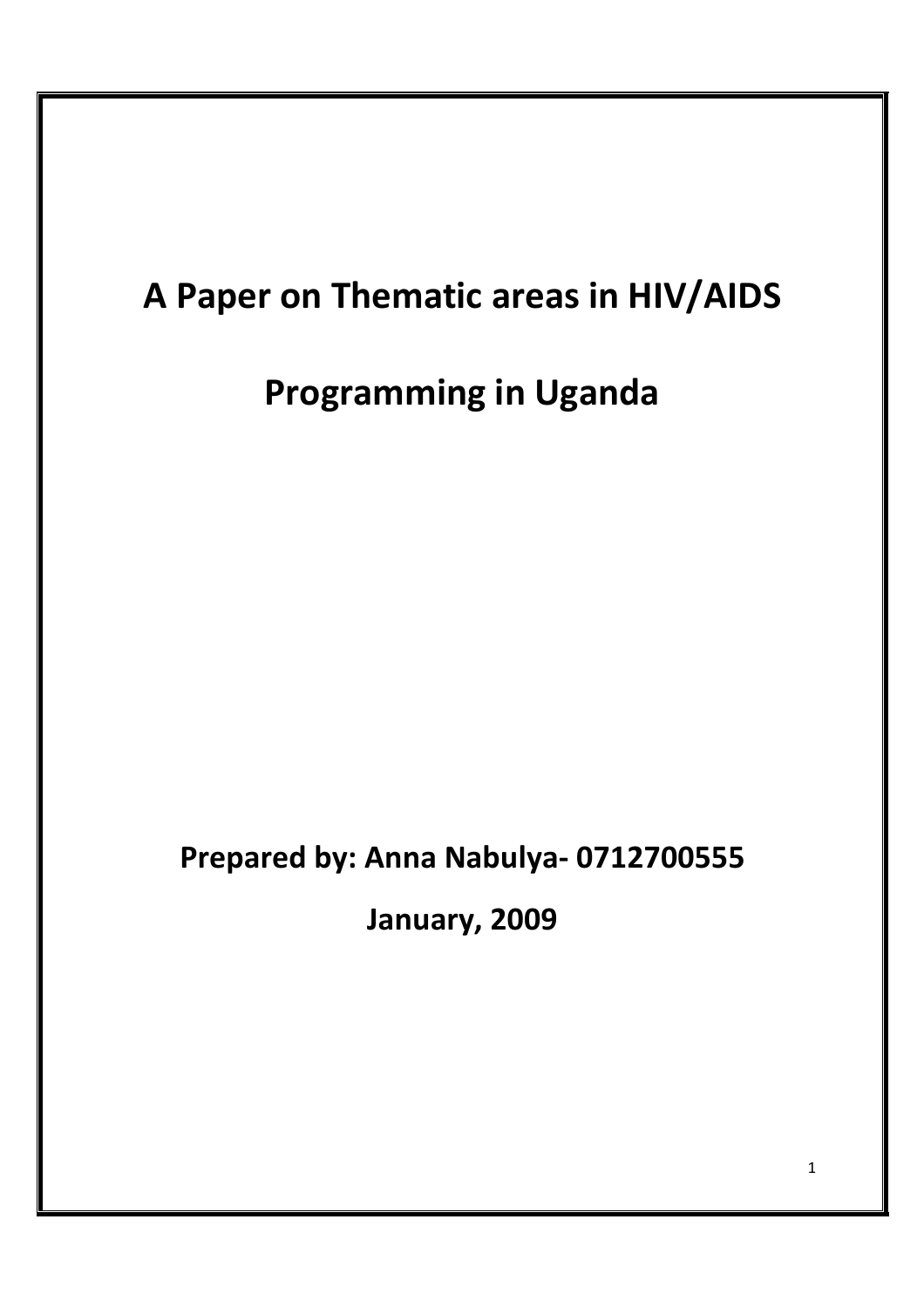# A Paper on Thematic areas in HIV/AIDS Programming in Uganda

**Prepared by: Anna Nabulya- 0712700555**

**January, 2009**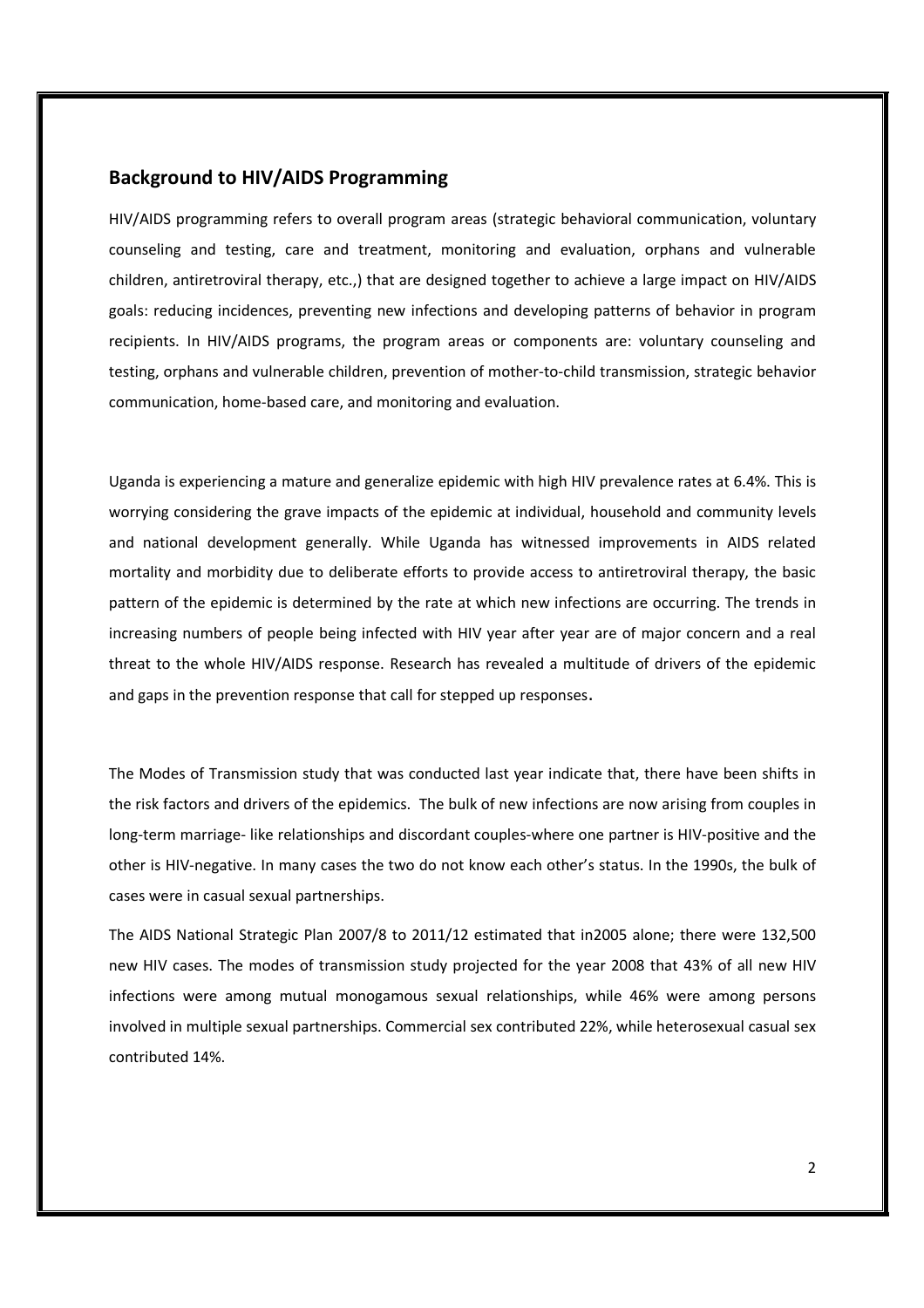## Background to HIV/AIDS Programming

HIV/AIDS programming refers to overall program areas (strategic behavioral communication, voluntary counseling and testing, care and treatment, monitoring and evaluation, orphans and vulnerable children, antiretroviral therapy, etc.,) that are designed together to achieve a large impact on HIV/AIDS goals: reducing incidences, preventing new infections and developing patterns of behavior in program recipients. In HIV/AIDS programs, the program areas or components are: voluntary counseling and testing, orphans and vulnerable children, prevention of mother-to-child transmission, strategic behavior communication, home-based care, and monitoring and evaluation.

Uganda is experiencing a mature and generalize epidemic with high HIV prevalence rates at 6.4%. This is worrying considering the grave impacts of the epidemic at individual, household and community levels and national development generally. While Uganda has witnessed improvements in AIDS related mortality and morbidity due to deliberate efforts to provide access to antiretroviral therapy, the basic pattern of the epidemic is determined by the rate at which new infections are occurring. The trends in increasing numbers of people being infected with HIV year after year are of major concern and a real threat to the whole HIV/AIDS response. Research has revealed a multitude of drivers of the epidemic and gaps in the prevention response that call for stepped up responses.

The Modes of Transmission study that was conducted last year indicate that, there have been shifts in the risk factors and drivers of the epidemics. The bulk of new infections are now arising from couples in long-term marriage- like relationships and discordant couples-where one partner is HIV-positive and the other is HIV-negative. In many cases the two do not know each other's status. In the 1990s, the bulk of cases were in casual sexual partnerships.

The AIDS National Strategic Plan 2007/8 to 2011/12 estimated that in2005 alone; there were 132,500 new HIV cases. The modes of transmission study projected for the year 2008 that 43% of all new HIV infections were among mutual monogamous sexual relationships, while 46% were among persons involved in multiple sexual partnerships. Commercial sex contributed 22%, while heterosexual casual sex contributed 14%.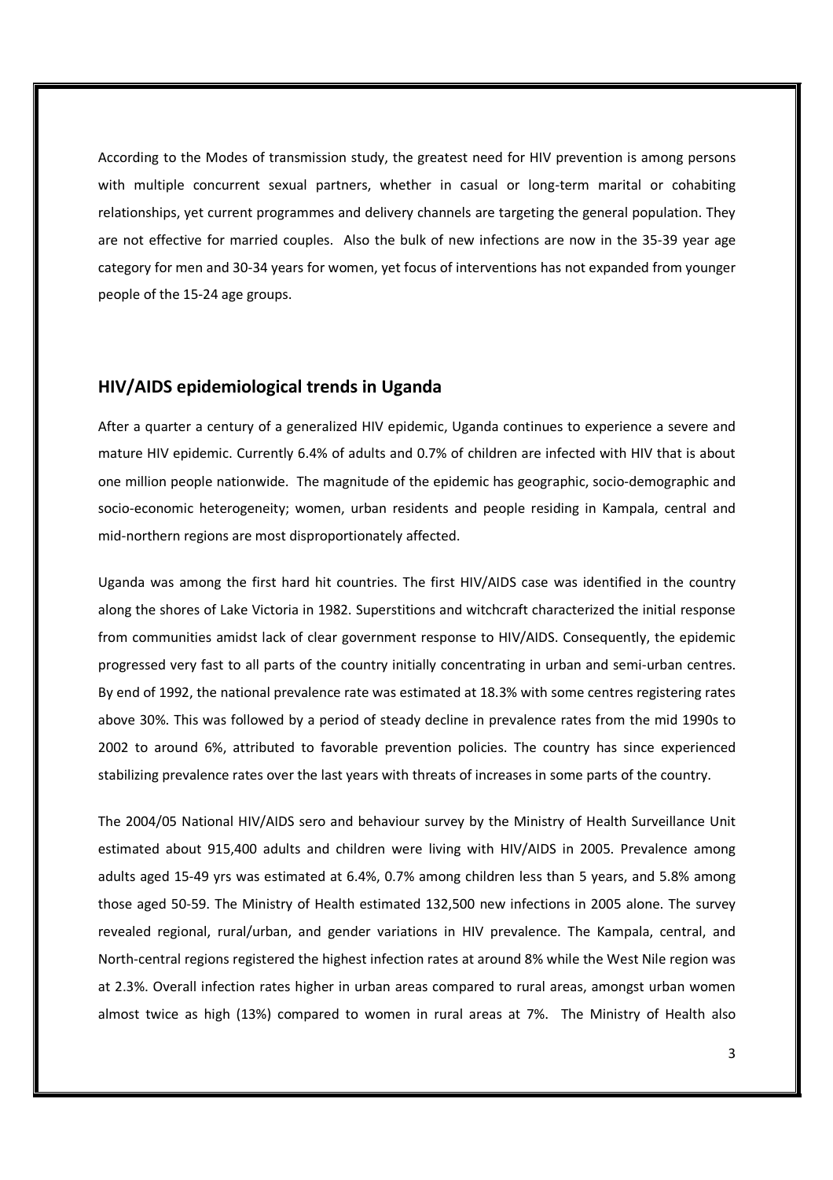According to the Modes of transmission study, the greatest need for HIV prevention is among persons with multiple concurrent sexual partners, whether in casual or long-term marital or cohabiting relationships, yet current programmes and delivery channels are targeting the general population. They are not effective for married couples. Also the bulk of new infections are now in the 35-39 year age category for men and 30-34 years for women, yet focus of interventions has not expanded from younger people of the 15-24 age groups.

## HIV/AIDS epidemiological trends in Uganda

After a quarter a century of a generalized HIV epidemic, Uganda continues to experience a severe and mature HIV epidemic. Currently 6.4% of adults and 0.7% of children are infected with HIV that is about one million people nationwide. The magnitude of the epidemic has geographic, socio-demographic and socio-economic heterogeneity; women, urban residents and people residing in Kampala, central and mid-northern regions are most disproportionately affected.

Uganda was among the first hard hit countries. The first HIV/AIDS case was identified in the country along the shores of Lake Victoria in 1982. Superstitions and witchcraft characterized the initial response from communities amidst lack of clear government response to HIV/AIDS. Consequently, the epidemic progressed very fast to all parts of the country initially concentrating in urban and semi-urban centres. By end of 1992, the national prevalence rate was estimated at 18.3% with some centres registering rates above 30%. This was followed by a period of steady decline in prevalence rates from the mid 1990s to 2002 to around 6%, attributed to favorable prevention policies. The country has since experienced stabilizing prevalence rates over the last years with threats of increases in some parts of the country.

The 2004/05 National HIV/AIDS sero and behaviour survey by the Ministry of Health Surveillance Unit estimated about 915,400 adults and children were living with HIV/AIDS in 2005. Prevalence among adults aged 15-49 yrs was estimated at 6.4%, 0.7% among children less than 5 years, and 5.8% among those aged 50-59. The Ministry of Health estimated 132,500 new infections in 2005 alone. The survey revealed regional, rural/urban, and gender variations in HIV prevalence. The Kampala, central, and North-central regions registered the highest infection rates at around 8% while the West Nile region was at 2.3%. Overall infection rates higher in urban areas compared to rural areas, amongst urban women almost twice as high (13%) compared to women in rural areas at 7%. The Ministry of Health also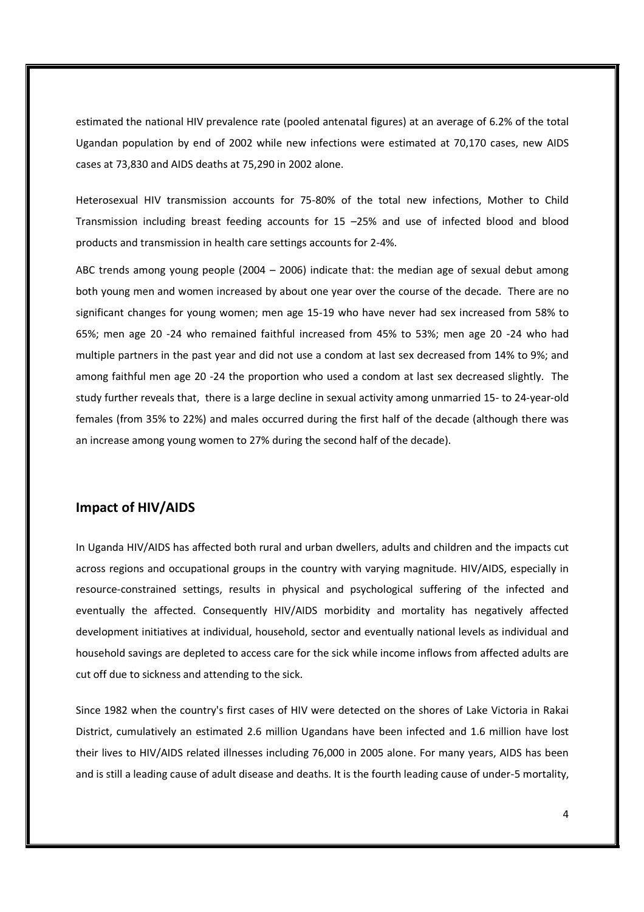estimated the national HIV prevalence rate (pooled antenatal figures) at an average of 6.2% of the total Ugandan population by end of 2002 while new infections were estimated at 70,170 cases, new AIDS cases at 73,830 and AIDS deaths at 75,290 in 2002 alone.

Heterosexual HIV transmission accounts for 75-80% of the total new infections, Mother to Child Transmission including breast feeding accounts for 15 –25% and use of infected blood and blood products and transmission in health care settings accounts for 2-4%.

ABC trends among young people (2004 – 2006) indicate that: the median age of sexual debut among both young men and women increased by about one year over the course of the decade. There are no significant changes for young women; men age 15-19 who have never had sex increased from 58% to 65%; men age 20 -24 who remained faithful increased from 45% to 53%; men age 20 -24 who had multiple partners in the past year and did not use a condom at last sex decreased from 14% to 9%; and among faithful men age 20 -24 the proportion who used a condom at last sex decreased slightly. The study further reveals that, there is a large decline in sexual activity among unmarried 15- to 24-year-old females (from 35% to 22%) and males occurred during the first half of the decade (although there was an increase among young women to 27% during the second half of the decade).

## Impact of HIV/AIDS

In Uganda HIV/AIDS has affected both rural and urban dwellers, adults and children and the impacts cut across regions and occupational groups in the country with varying magnitude. HIV/AIDS, especially in resource-constrained settings, results in physical and psychological suffering of the infected and eventually the affected. Consequently HIV/AIDS morbidity and mortality has negatively affected development initiatives at individual, household, sector and eventually national levels as individual and household savings are depleted to access care for the sick while income inflows from affected adults are cut off due to sickness and attending to the sick.

Since 1982 when the country's first cases of HIV were detected on the shores of Lake Victoria in Rakai District, cumulatively an estimated 2.6 million Ugandans have been infected and 1.6 million have lost their lives to HIV/AIDS related illnesses including 76,000 in 2005 alone. For many years, AIDS has been and is still a leading cause of adult disease and deaths. It is the fourth leading cause of under-5 mortality,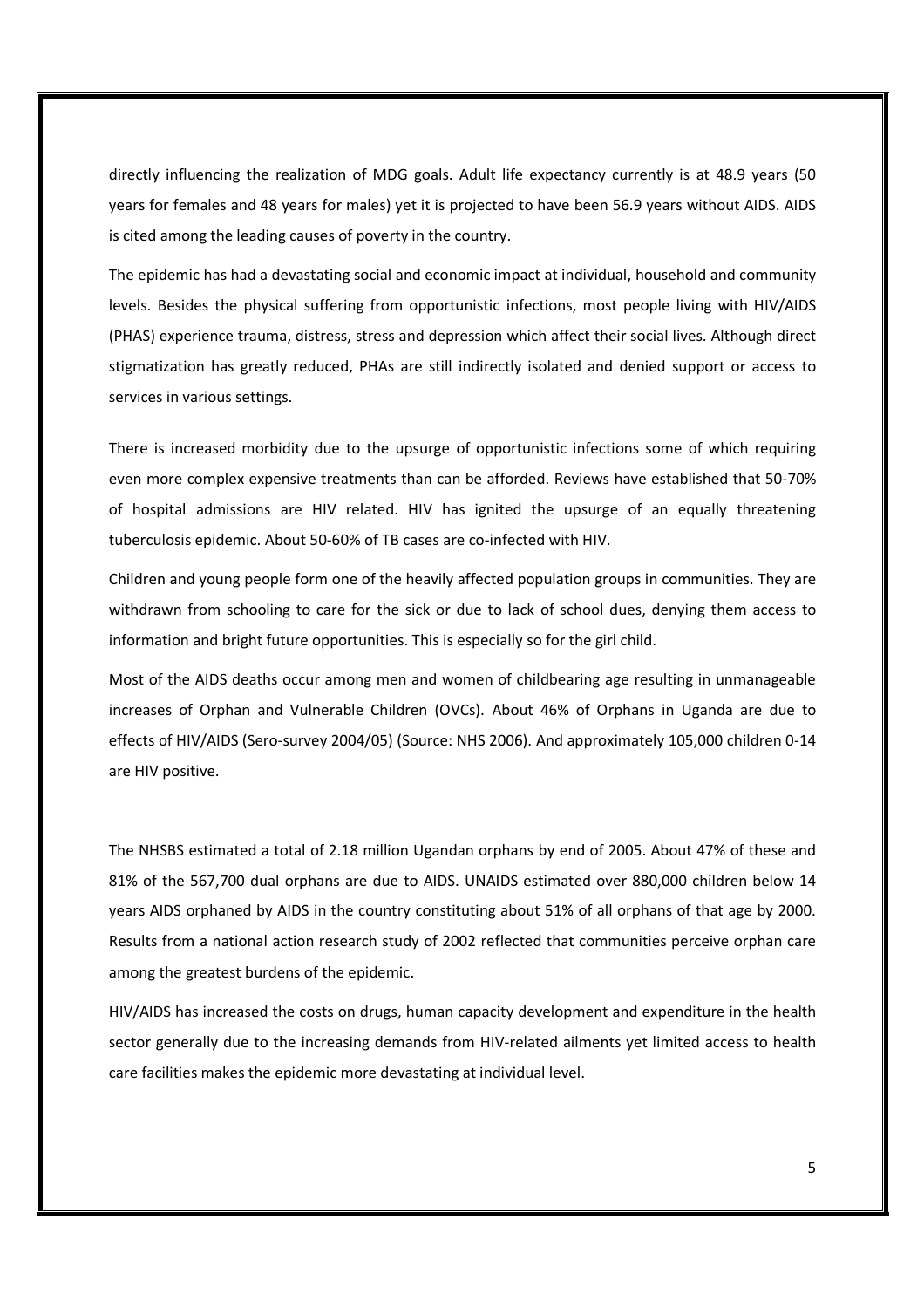directly influencing the realization of MDG goals. Adult life expectancy currently is at 48.9 years (50 years for females and 48 years for males) yet it is projected to have been 56.9 years without AIDS. AIDS is cited among the leading causes of poverty in the country.

The epidemic has had a devastating social and economic impact at individual, household and community levels. Besides the physical suffering from opportunistic infections, most people living with HIV/AIDS (PHAS) experience trauma, distress, stress and depression which affect their social lives. Although direct stigmatization has greatly reduced, PHAs are still indirectly isolated and denied support or access to services in various settings.

There is increased morbidity due to the upsurge of opportunistic infections some of which requiring even more complex expensive treatments than can be afforded. Reviews have established that 50-70% of hospital admissions are HIV related. HIV has ignited the upsurge of an equally threatening tuberculosis epidemic. About 50-60% of TB cases are co-infected with HIV.

Children and young people form one of the heavily affected population groups in communities. They are withdrawn from schooling to care for the sick or due to lack of school dues, denying them access to information and bright future opportunities. This is especially so for the girl child.

Most of the AIDS deaths occur among men and women of childbearing age resulting in unmanageable increases of Orphan and Vulnerable Children (OVCs). About 46% of Orphans in Uganda are due to effects of HIV/AIDS (Sero-survey 2004/05) (Source: NHS 2006). And approximately 105,000 children 0-14 are HIV positive.

The NHSBS estimated a total of 2.18 million Ugandan orphans by end of 2005. About 47% of these and 81% of the 567,700 dual orphans are due to AIDS. UNAIDS estimated over 880,000 children below 14 years AIDS orphaned by AIDS in the country constituting about 51% of all orphans of that age by 2000. Results from a national action research study of 2002 reflected that communities perceive orphan care among the greatest burdens of the epidemic.

HIV/AIDS has increased the costs on drugs, human capacity development and expenditure in the health sector generally due to the increasing demands from HIV-related ailments yet limited access to health care facilities makes the epidemic more devastating at individual level.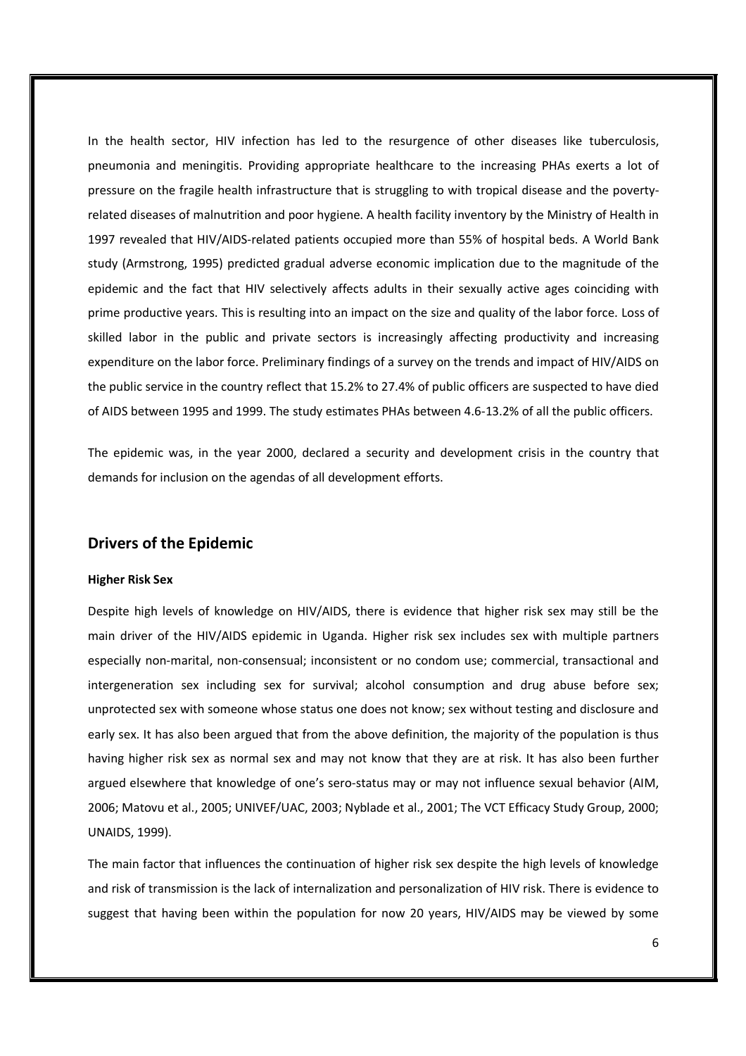In the health sector, HIV infection has led to the resurgence of other diseases like tuberculosis, pneumonia and meningitis. Providing appropriate healthcare to the increasing PHAs exerts a lot of pressure on the fragile health infrastructure that is struggling to with tropical disease and the poverty-related diseases of malnutrition and poor hygiene. A health facility inventory by the Ministry of Health in 1997 revealed that HIV/AIDS-related patients occupied more than 55% of hospital beds. A World Bank study (Armstrong, 1995) predicted gradual adverse economic implication due to the magnitude of the epidemic and the fact that HIV selectively affects adults in their sexually active ages coinciding with prime productive years. This is resulting into an impact on the size and quality of the labor force. Loss of skilled labor in the public and private sectors is increasingly affecting productivity and increasing expenditure on the labor force. Preliminary findings of a survey on the trends and impact of HIV/AIDS on the public service in the country reflect that 15.2% to 27.4% of public officers are suspected to have died of AIDS between 1995 and 1999. The study estimates PHAs between 4.6-13.2% of all the public officers.

The epidemic was, in the year 2000, declared a security and development crisis in the country that demands for inclusion on the agendas of all development efforts.

## Drivers of the Epidemic

#### Higher Risk Sex

Despite high levels of knowledge on HIV/AIDS, there is evidence that higher risk sex may still be the main driver of the HIV/AIDS epidemic in Uganda. Higher risk sex includes sex with multiple partners especially non-marital, non-consensual; inconsistent or no condom use; commercial, transactional and intergeneration sex including sex for survival; alcohol consumption and drug abuse before sex; unprotected sex with someone whose status one does not know; sex without testing and disclosure and early sex. It has also been argued that from the above definition, the majority of the population is thus having higher risk sex as normal sex and may not know that they are at risk. It has also been further argued elsewhere that knowledge of one's sero-status may or may not influence sexual behavior (AIM, 2006; Matovu et al., 2005; UNIVEF/UAC, 2003; Nyblade et al., 2001; The VCT Efficacy Study Group, 2000; UNAIDS, 1999).

The main factor that influences the continuation of higher risk sex despite the high levels of knowledge and risk of transmission is the lack of internalization and personalization of HIV risk. There is evidence to suggest that having been within the population for now 20 years, HIV/AIDS may be viewed by some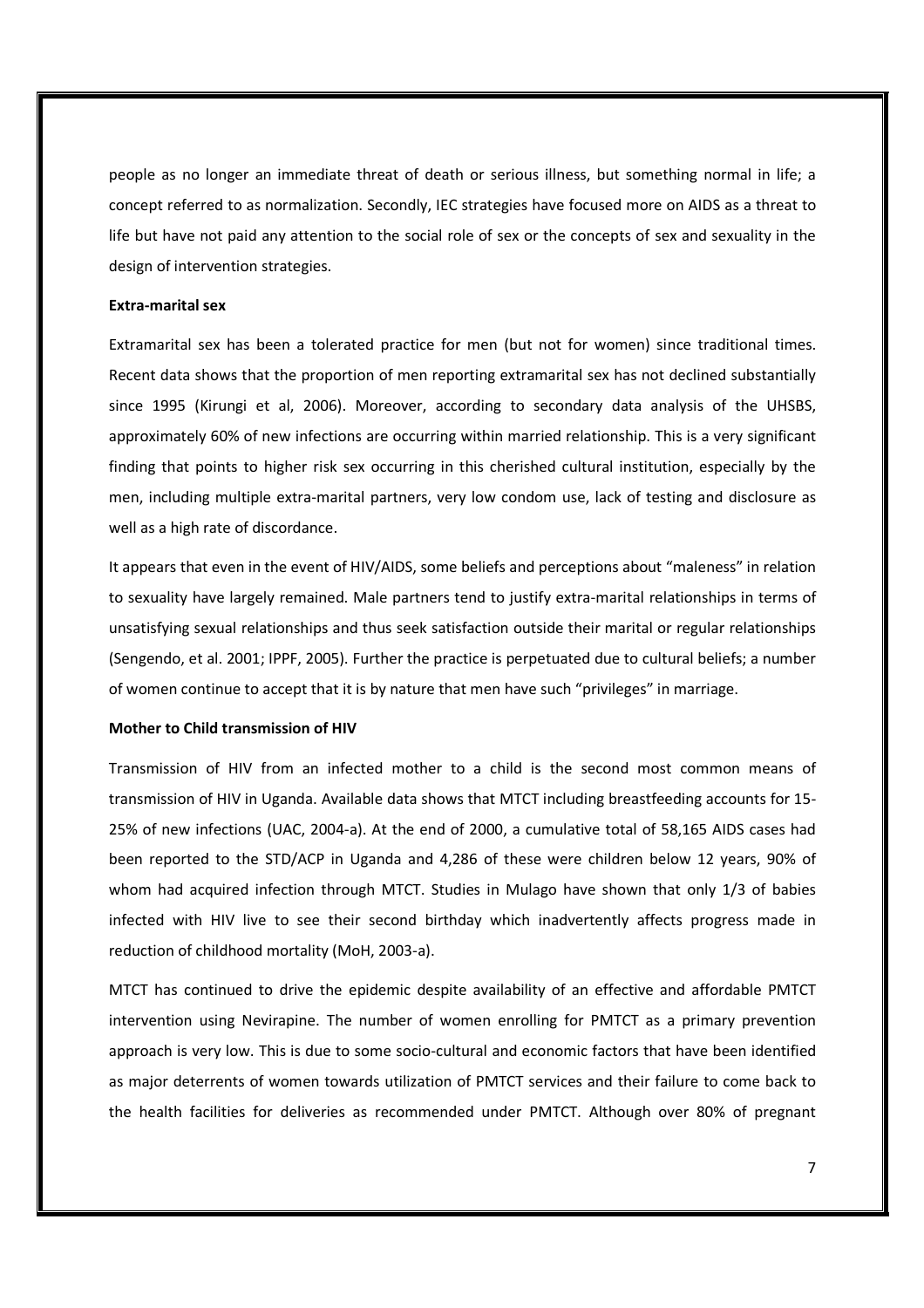people as no longer an immediate threat of death or serious illness, but something normal in life; a concept referred to as normalization. Secondly, IEC strategies have focused more on AIDS as a threat to life but have not paid any attention to the social role of sex or the concepts of sex and sexuality in the design of intervention strategies.

**Extra-marital sex**

Extramarital sex has been a tolerated practice for men (but not for women) since traditional times. Recent data shows that the proportion of men reporting extramarital sex has not declined substantially since 1995 (Kirungi et al, 2006). Moreover, according to secondary data analysis of the UHSBS, approximately 60% of new infections are occurring within married relationship. This is a very significant finding that points to higher risk sex occurring in this cherished cultural institution, especially by the men, including multiple extra-marital partners, very low condom use, lack of testing and disclosure as well as a high rate of discordance.

It appears that even in the event of HIV/AIDS, some beliefs and perceptions about "maleness" in relation to sexuality have largely remained. Male partners tend to justify extra-marital relationships in terms of unsatisfying sexual relationships and thus seek satisfaction outside their marital or regular relationships (Sengendo, et al. 2001; IPPF, 2005). Further the practice is perpetuated due to cultural beliefs; a number of women continue to accept that it is by nature that men have such "privileges" in marriage.

**Mother to Child transmission of HIV**

Transmission of HIV from an infected mother to a child is the second most common means of transmission of HIV in Uganda. Available data shows that MTCT including breastfeeding accounts for 15-25% of new infections (UAC, 2004-a). At the end of 2000, a cumulative total of 58,165 AIDS cases had been reported to the STD/ACP in Uganda and 4,286 of these were children below 12 years, 90% of whom had acquired infection through MTCT. Studies in Mulago have shown that only 1/3 of babies infected with HIV live to see their second birthday which inadvertently affects progress made in reduction of childhood mortality (MoH, 2003-a).

MTCT has continued to drive the epidemic despite availability of an effective and affordable PMTCT intervention using Nevirapine. The number of women enrolling for PMTCT as a primary prevention approach is very low. This is due to some socio-cultural and economic factors that have been identified as major deterrents of women towards utilization of PMTCT services and their failure to come back to the health facilities for deliveries as recommended under PMTCT. Although over 80% of pregnant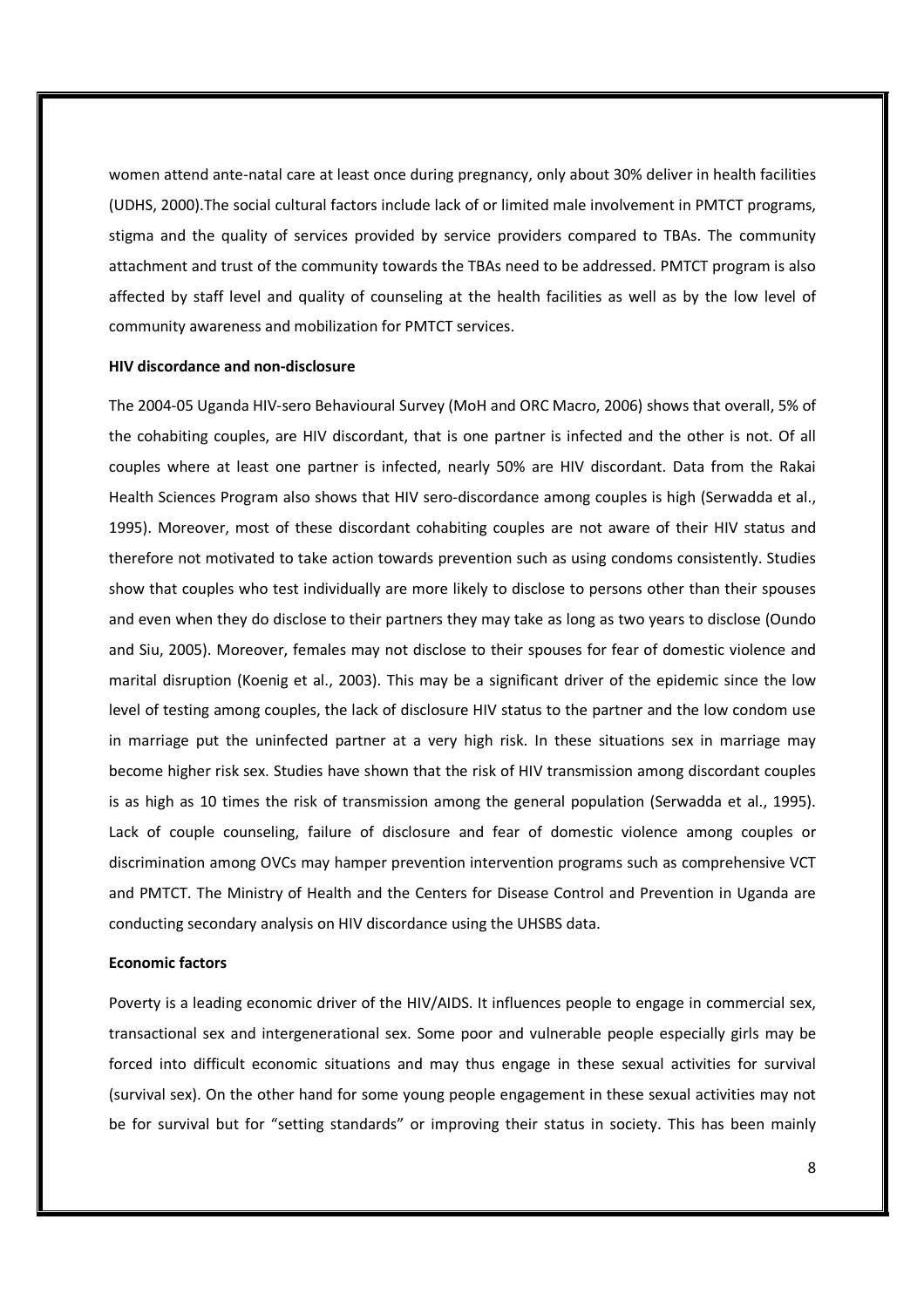women attend ante-natal care at least once during pregnancy, only about 30% deliver in health facilities (UDHS, 2000).The social cultural factors include lack of or limited male involvement in PMTCT programs, stigma and the quality of services provided by service providers compared to TBAs. The community attachment and trust of the community towards the TBAs need to be addressed. PMTCT program is also affected by staff level and quality of counseling at the health facilities as well as by the low level of community awareness and mobilization for PMTCT services.

**HIV discordance and non-disclosure**

The 2004-05 Uganda HIV-sero Behavioural Survey (MoH and ORC Macro, 2006) shows that overall, 5% of the cohabiting couples, are HIV discordant, that is one partner is infected and the other is not. Of all couples where at least one partner is infected, nearly 50% are HIV discordant. Data from the Rakai Health Sciences Program also shows that HIV sero-discordance among couples is high (Serwadda et al., 1995). Moreover, most of these discordant cohabiting couples are not aware of their HIV status and therefore not motivated to take action towards prevention such as using condoms consistently. Studies show that couples who test individually are more likely to disclose to persons other than their spouses and even when they do disclose to their partners they may take as long as two years to disclose (Oundo and Siu, 2005). Moreover, females may not disclose to their spouses for fear of domestic violence and marital disruption (Koenig et al., 2003). This may be a significant driver of the epidemic since the low level of testing among couples, the lack of disclosure HIV status to the partner and the low condom use in marriage put the uninfected partner at a very high risk. In these situations sex in marriage may become higher risk sex. Studies have shown that the risk of HIV transmission among discordant couples is as high as 10 times the risk of transmission among the general population (Serwadda et al., 1995). Lack of couple counseling, failure of disclosure and fear of domestic violence among couples or discrimination among OVCs may hamper prevention intervention programs such as comprehensive VCT and PMTCT. The Ministry of Health and the Centers for Disease Control and Prevention in Uganda are conducting secondary analysis on HIV discordance using the UHSBS data.

**Economic factors**

Poverty is a leading economic driver of the HIV/AIDS. It influences people to engage in commercial sex, transactional sex and intergenerational sex. Some poor and vulnerable people especially girls may be forced into difficult economic situations and may thus engage in these sexual activities for survival (survival sex). On the other hand for some young people engagement in these sexual activities may not be for survival but for "setting standards" or improving their status in society. This has been mainly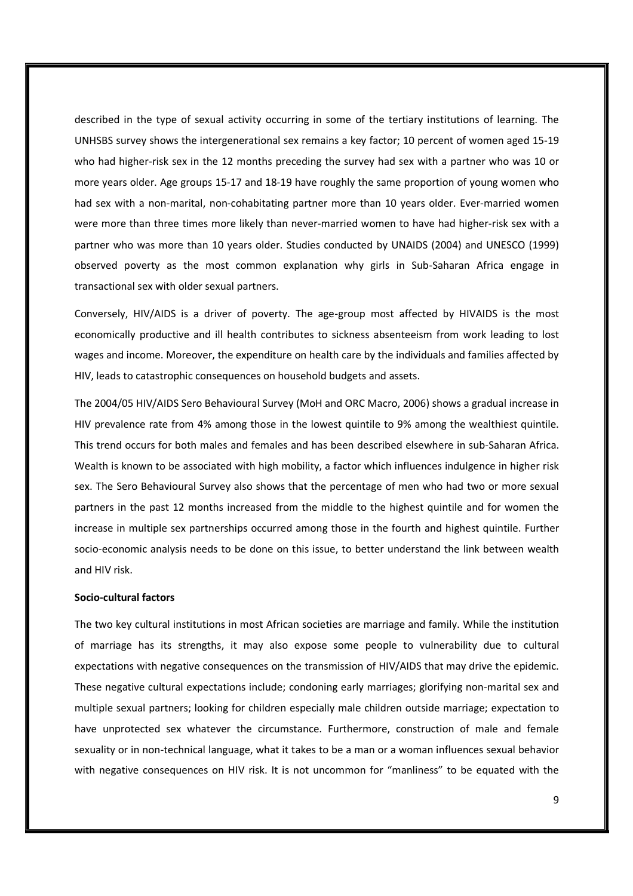described in the type of sexual activity occurring in some of the tertiary institutions of learning. The UNHSBS survey shows the intergenerational sex remains a key factor; 10 percent of women aged 15-19 who had higher-risk sex in the 12 months preceding the survey had sex with a partner who was 10 or more years older. Age groups 15-17 and 18-19 have roughly the same proportion of young women who had sex with a non-marital, non-cohabitating partner more than 10 years older. Ever-married women were more than three times more likely than never-married women to have had higher-risk sex with a partner who was more than 10 years older. Studies conducted by UNAIDS (2004) and UNESCO (1999) observed poverty as the most common explanation why girls in Sub-Saharan Africa engage in transactional sex with older sexual partners.

Conversely, HIV/AIDS is a driver of poverty. The age-group most affected by HIVAIDS is the most economically productive and ill health contributes to sickness absenteeism from work leading to lost wages and income. Moreover, the expenditure on health care by the individuals and families affected by HIV, leads to catastrophic consequences on household budgets and assets.

The 2004/05 HIV/AIDS Sero Behavioural Survey (MoH and ORC Macro, 2006) shows a gradual increase in HIV prevalence rate from 4% among those in the lowest quintile to 9% among the wealthiest quintile. This trend occurs for both males and females and has been described elsewhere in sub-Saharan Africa. Wealth is known to be associated with high mobility, a factor which influences indulgence in higher risk sex. The Sero Behavioural Survey also shows that the percentage of men who had two or more sexual partners in the past 12 months increased from the middle to the highest quintile and for women the increase in multiple sex partnerships occurred among those in the fourth and highest quintile. Further socio-economic analysis needs to be done on this issue, to better understand the link between wealth and HIV risk.

**Socio-cultural factors**

The two key cultural institutions in most African societies are marriage and family. While the institution of marriage has its strengths, it may also expose some people to vulnerability due to cultural expectations with negative consequences on the transmission of HIV/AIDS that may drive the epidemic. These negative cultural expectations include; condoning early marriages; glorifying non-marital sex and multiple sexual partners; looking for children especially male children outside marriage; expectation to have unprotected sex whatever the circumstance. Furthermore, construction of male and female sexuality or in non-technical language, what it takes to be a man or a woman influences sexual behavior with negative consequences on HIV risk. It is not uncommon for "manliness" to be equated with the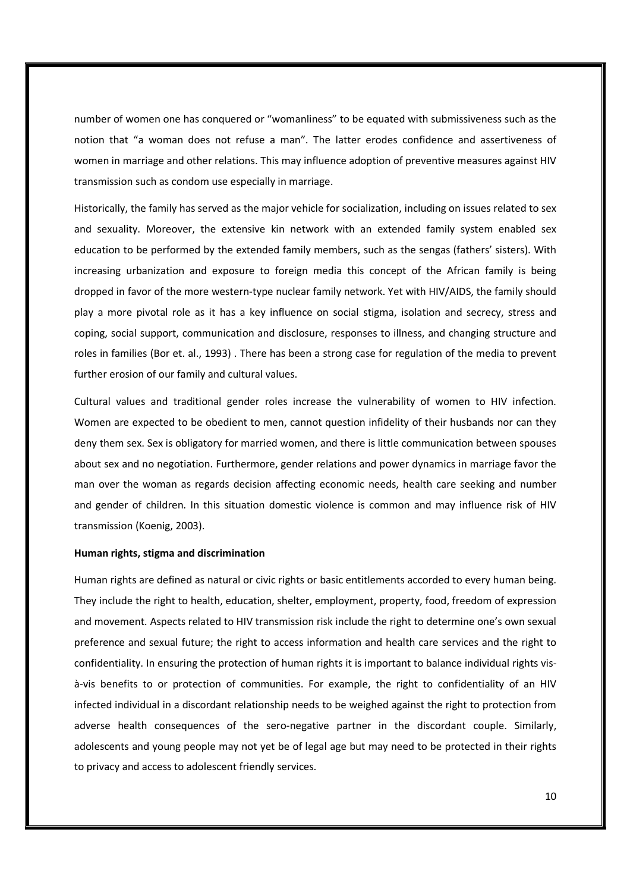number of women one has conquered or "womanliness" to be equated with submissiveness such as the notion that "a woman does not refuse a man". The latter erodes confidence and assertiveness of women in marriage and other relations. This may influence adoption of preventive measures against HIV transmission such as condom use especially in marriage.

Historically, the family has served as the major vehicle for socialization, including on issues related to sex and sexuality. Moreover, the extensive kin network with an extended family system enabled sex education to be performed by the extended family members, such as the sengas (fathers' sisters). With increasing urbanization and exposure to foreign media this concept of the African family is being dropped in favor of the more western-type nuclear family network. Yet with HIV/AIDS, the family should play a more pivotal role as it has a key influence on social stigma, isolation and secrecy, stress and coping, social support, communication and disclosure, responses to illness, and changing structure and roles in families (Bor et. al., 1993) . There has been a strong case for regulation of the media to prevent further erosion of our family and cultural values.

Cultural values and traditional gender roles increase the vulnerability of women to HIV infection. Women are expected to be obedient to men, cannot question infidelity of their husbands nor can they deny them sex. Sex is obligatory for married women, and there is little communication between spouses about sex and no negotiation. Furthermore, gender relations and power dynamics in marriage favor the man over the woman as regards decision affecting economic needs, health care seeking and number and gender of children. In this situation domestic violence is common and may influence risk of HIV transmission (Koenig, 2003).

**Human rights, stigma and discrimination**

Human rights are defined as natural or civic rights or basic entitlements accorded to every human being. They include the right to health, education, shelter, employment, property, food, freedom of expression and movement. Aspects related to HIV transmission risk include the right to determine one's own sexual preference and sexual future; the right to access information and health care services and the right to confidentiality. In ensuring the protection of human rights it is important to balance individual rights vis-à-vis benefits to or protection of communities. For example, the right to confidentiality of an HIV infected individual in a discordant relationship needs to be weighed against the right to protection from adverse health consequences of the sero-negative partner in the discordant couple. Similarly, adolescents and young people may not yet be of legal age but may need to be protected in their rights to privacy and access to adolescent friendly services.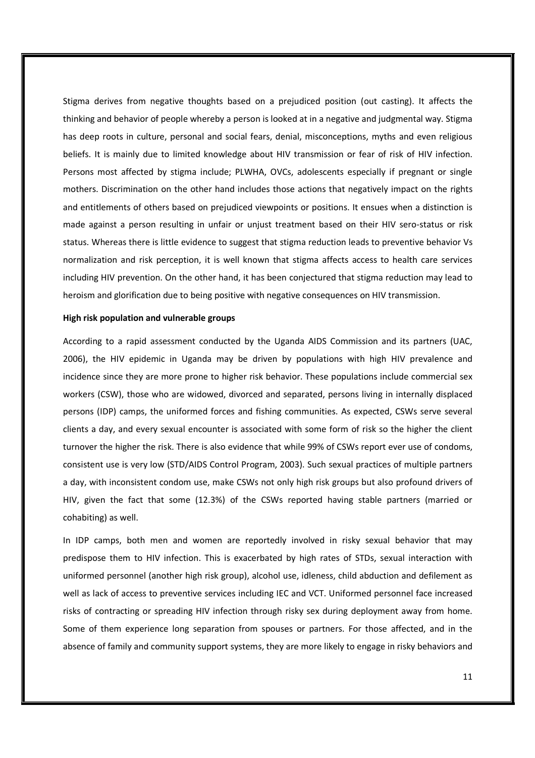Stigma derives from negative thoughts based on a prejudiced position (out casting). It affects the thinking and behavior of people whereby a person is looked at in a negative and judgmental way. Stigma has deep roots in culture, personal and social fears, denial, misconceptions, myths and even religious beliefs. It is mainly due to limited knowledge about HIV transmission or fear of risk of HIV infection. Persons most affected by stigma include; PLWHA, OVCs, adolescents especially if pregnant or single mothers. Discrimination on the other hand includes those actions that negatively impact on the rights and entitlements of others based on prejudiced viewpoints or positions. It ensues when a distinction is made against a person resulting in unfair or unjust treatment based on their HIV sero-status or risk status. Whereas there is little evidence to suggest that stigma reduction leads to preventive behavior Vs normalization and risk perception, it is well known that stigma affects access to health care services including HIV prevention. On the other hand, it has been conjectured that stigma reduction may lead to heroism and glorification due to being positive with negative consequences on HIV transmission.

**High risk population and vulnerable groups**

According to a rapid assessment conducted by the Uganda AIDS Commission and its partners (UAC, 2006), the HIV epidemic in Uganda may be driven by populations with high HIV prevalence and incidence since they are more prone to higher risk behavior. These populations include commercial sex workers (CSW), those who are widowed, divorced and separated, persons living in internally displaced persons (IDP) camps, the uniformed forces and fishing communities. As expected, CSWs serve several clients a day, and every sexual encounter is associated with some form of risk so the higher the client turnover the higher the risk. There is also evidence that while 99% of CSWs report ever use of condoms, consistent use is very low (STD/AIDS Control Program, 2003). Such sexual practices of multiple partners a day, with inconsistent condom use, make CSWs not only high risk groups but also profound drivers of HIV, given the fact that some (12.3%) of the CSWs reported having stable partners (married or cohabiting) as well.

In IDP camps, both men and women are reportedly involved in risky sexual behavior that may predispose them to HIV infection. This is exacerbated by high rates of STDs, sexual interaction with uniformed personnel (another high risk group), alcohol use, idleness, child abduction and defilement as well as lack of access to preventive services including IEC and VCT. Uniformed personnel face increased risks of contracting or spreading HIV infection through risky sex during deployment away from home. Some of them experience long separation from spouses or partners. For those affected, and in the absence of family and community support systems, they are more likely to engage in risky behaviors and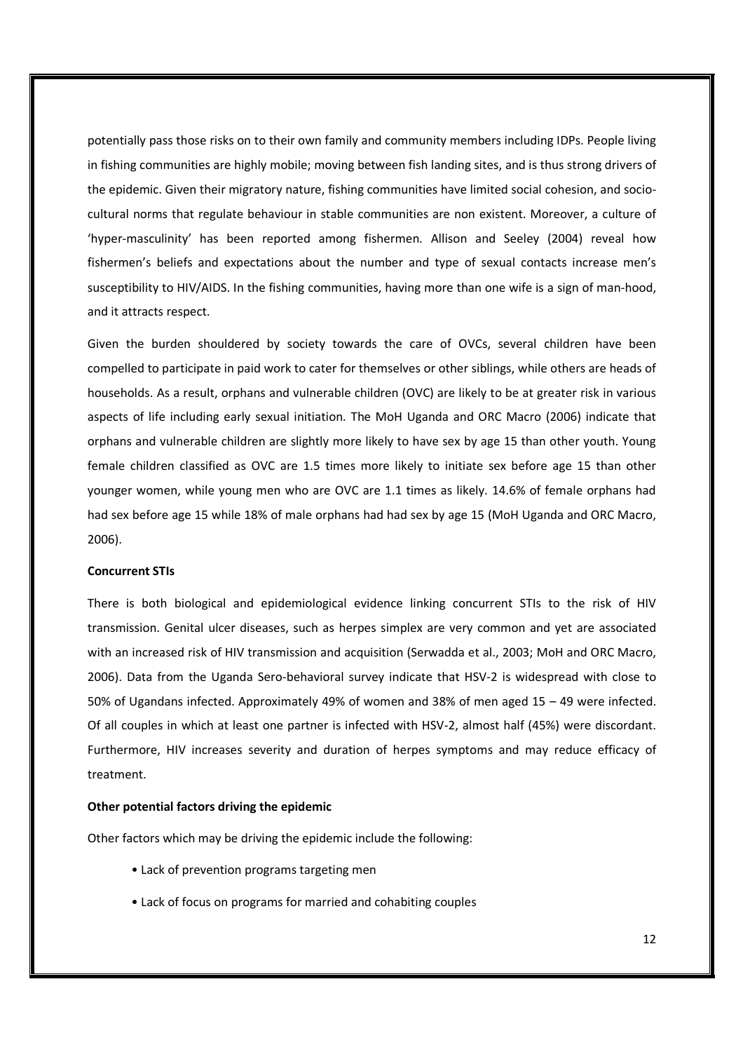potentially pass those risks on to their own family and community members including IDPs. People living in fishing communities are highly mobile; moving between fish landing sites, and is thus strong drivers of the epidemic. Given their migratory nature, fishing communities have limited social cohesion, and socio-cultural norms that regulate behaviour in stable communities are non existent. Moreover, a culture of 'hyper-masculinity' has been reported among fishermen. Allison and Seeley (2004) reveal how fishermen's beliefs and expectations about the number and type of sexual contacts increase men's susceptibility to HIV/AIDS. In the fishing communities, having more than one wife is a sign of man-hood, and it attracts respect.

Given the burden shouldered by society towards the care of OVCs, several children have been compelled to participate in paid work to cater for themselves or other siblings, while others are heads of households. As a result, orphans and vulnerable children (OVC) are likely to be at greater risk in various aspects of life including early sexual initiation. The MoH Uganda and ORC Macro (2006) indicate that orphans and vulnerable children are slightly more likely to have sex by age 15 than other youth. Young female children classified as OVC are 1.5 times more likely to initiate sex before age 15 than other younger women, while young men who are OVC are 1.1 times as likely. 14.6% of female orphans had had sex before age 15 while 18% of male orphans had had sex by age 15 (MoH Uganda and ORC Macro, 2006).

**Concurrent STIs**

There is both biological and epidemiological evidence linking concurrent STIs to the risk of HIV transmission. Genital ulcer diseases, such as herpes simplex are very common and yet are associated with an increased risk of HIV transmission and acquisition (Serwadda et al., 2003; MoH and ORC Macro, 2006). Data from the Uganda Sero-behavioral survey indicate that HSV-2 is widespread with close to 50% of Ugandans infected. Approximately 49% of women and 38% of men aged 15 – 49 were infected. Of all couples in which at least one partner is infected with HSV-2, almost half (45%) were discordant. Furthermore, HIV increases severity and duration of herpes symptoms and may reduce efficacy of treatment.

**Other potential factors driving the epidemic**

Other factors which may be driving the epidemic include the following:

- Lack of prevention programs targeting men
- Lack of focus on programs for married and cohabiting couples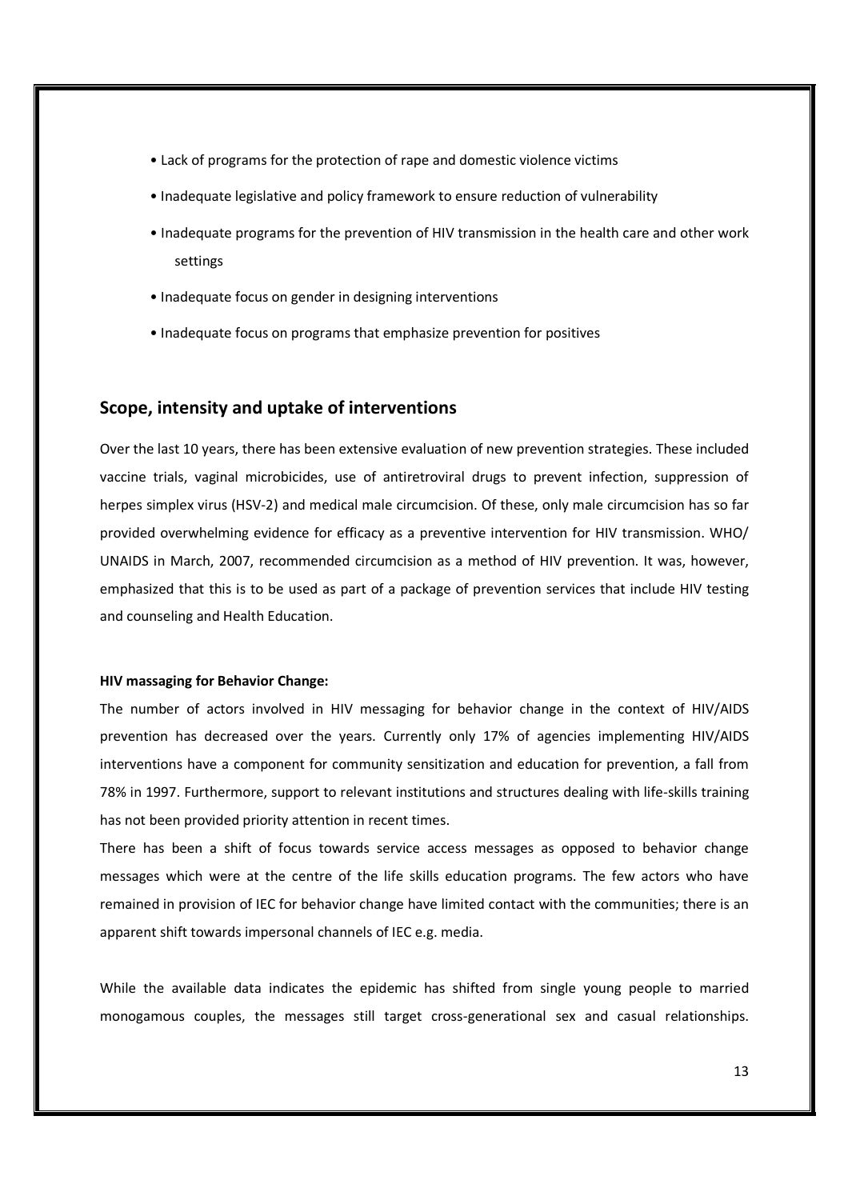- Lack of programs for the protection of rape and domestic violence victims
- Inadequate legislative and policy framework to ensure reduction of vulnerability
- Inadequate programs for the prevention of HIV transmission in the health care and other work settings
- Inadequate focus on gender in designing interventions
- Inadequate focus on programs that emphasize prevention for positives

## Scope, intensity and uptake of interventions

Over the last 10 years, there has been extensive evaluation of new prevention strategies. These included vaccine trials, vaginal microbicides, use of antiretroviral drugs to prevent infection, suppression of herpes simplex virus (HSV-2) and medical male circumcision. Of these, only male circumcision has so far provided overwhelming evidence for efficacy as a preventive intervention for HIV transmission. WHO/ UNAIDS in March, 2007, recommended circumcision as a method of HIV prevention. It was, however, emphasized that this is to be used as part of a package of prevention services that include HIV testing and counseling and Health Education.

**HIV massaging for Behavior Change:**

The number of actors involved in HIV messaging for behavior change in the context of HIV/AIDS prevention has decreased over the years. Currently only 17% of agencies implementing HIV/AIDS interventions have a component for community sensitization and education for prevention, a fall from 78% in 1997. Furthermore, support to relevant institutions and structures dealing with life-skills training has not been provided priority attention in recent times.

There has been a shift of focus towards service access messages as opposed to behavior change messages which were at the centre of the life skills education programs. The few actors who have remained in provision of IEC for behavior change have limited contact with the communities; there is an apparent shift towards impersonal channels of IEC e.g. media.

While the available data indicates the epidemic has shifted from single young people to married monogamous couples, the messages still target cross-generational sex and casual relationships.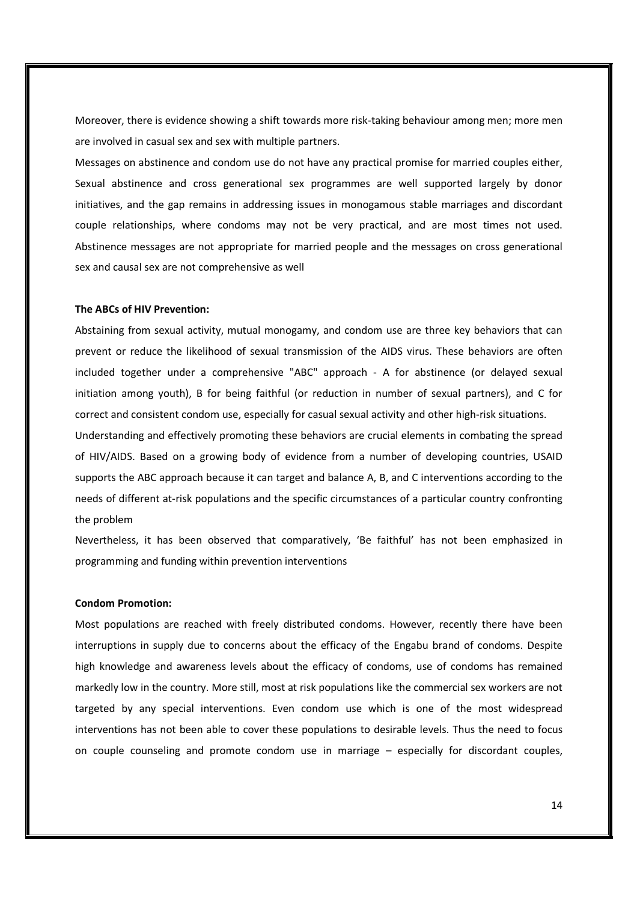Moreover, there is evidence showing a shift towards more risk-taking behaviour among men; more men are involved in casual sex and sex with multiple partners.

Messages on abstinence and condom use do not have any practical promise for married couples either, Sexual abstinence and cross generational sex programmes are well supported largely by donor initiatives, and the gap remains in addressing issues in monogamous stable marriages and discordant couple relationships, where condoms may not be very practical, and are most times not used. Abstinence messages are not appropriate for married people and the messages on cross generational sex and causal sex are not comprehensive as well

**The ABCs of HIV Prevention:**

Abstaining from sexual activity, mutual monogamy, and condom use are three key behaviors that can prevent or reduce the likelihood of sexual transmission of the AIDS virus. These behaviors are often included together under a comprehensive "ABC" approach - A for abstinence (or delayed sexual initiation among youth), B for being faithful (or reduction in number of sexual partners), and C for correct and consistent condom use, especially for casual sexual activity and other high-risk situations.

Understanding and effectively promoting these behaviors are crucial elements in combating the spread of HIV/AIDS. Based on a growing body of evidence from a number of developing countries, USAID supports the ABC approach because it can target and balance A, B, and C interventions according to the needs of different at-risk populations and the specific circumstances of a particular country confronting the problem

Nevertheless, it has been observed that comparatively, 'Be faithful' has not been emphasized in programming and funding within prevention interventions

**Condom Promotion:**

Most populations are reached with freely distributed condoms. However, recently there have been interruptions in supply due to concerns about the efficacy of the Engabu brand of condoms. Despite high knowledge and awareness levels about the efficacy of condoms, use of condoms has remained markedly low in the country. More still, most at risk populations like the commercial sex workers are not targeted by any special interventions. Even condom use which is one of the most widespread interventions has not been able to cover these populations to desirable levels. Thus the need to focus on couple counseling and promote condom use in marriage – especially for discordant couples,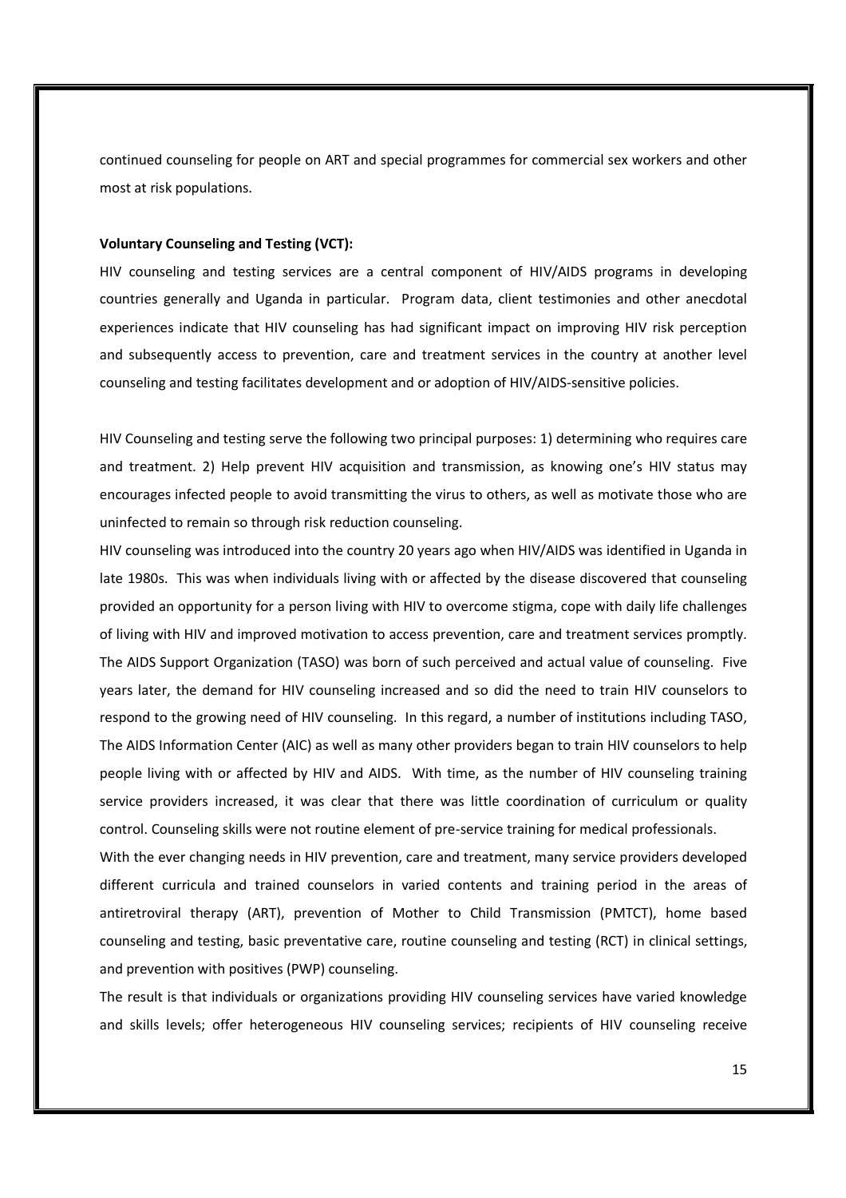continued counseling for people on ART and special programmes for commercial sex workers and other most at risk populations.

**Voluntary Counseling and Testing (VCT):**

HIV counseling and testing services are a central component of HIV/AIDS programs in developing countries generally and Uganda in particular. Program data, client testimonies and other anecdotal experiences indicate that HIV counseling has had significant impact on improving HIV risk perception and subsequently access to prevention, care and treatment services in the country at another level counseling and testing facilitates development and or adoption of HIV/AIDS-sensitive policies.

HIV Counseling and testing serve the following two principal purposes: 1) determining who requires care and treatment. 2) Help prevent HIV acquisition and transmission, as knowing one's HIV status may encourages infected people to avoid transmitting the virus to others, as well as motivate those who are uninfected to remain so through risk reduction counseling.

HIV counseling was introduced into the country 20 years ago when HIV/AIDS was identified in Uganda in late 1980s. This was when individuals living with or affected by the disease discovered that counseling provided an opportunity for a person living with HIV to overcome stigma, cope with daily life challenges of living with HIV and improved motivation to access prevention, care and treatment services promptly. The AIDS Support Organization (TASO) was born of such perceived and actual value of counseling. Five years later, the demand for HIV counseling increased and so did the need to train HIV counselors to respond to the growing need of HIV counseling. In this regard, a number of institutions including TASO, The AIDS Information Center (AIC) as well as many other providers began to train HIV counselors to help people living with or affected by HIV and AIDS. With time, as the number of HIV counseling training service providers increased, it was clear that there was little coordination of curriculum or quality control. Counseling skills were not routine element of pre-service training for medical professionals.

With the ever changing needs in HIV prevention, care and treatment, many service providers developed different curricula and trained counselors in varied contents and training period in the areas of antiretroviral therapy (ART), prevention of Mother to Child Transmission (PMTCT), home based counseling and testing, basic preventative care, routine counseling and testing (RCT) in clinical settings, and prevention with positives (PWP) counseling.

The result is that individuals or organizations providing HIV counseling services have varied knowledge and skills levels; offer heterogeneous HIV counseling services; recipients of HIV counseling receive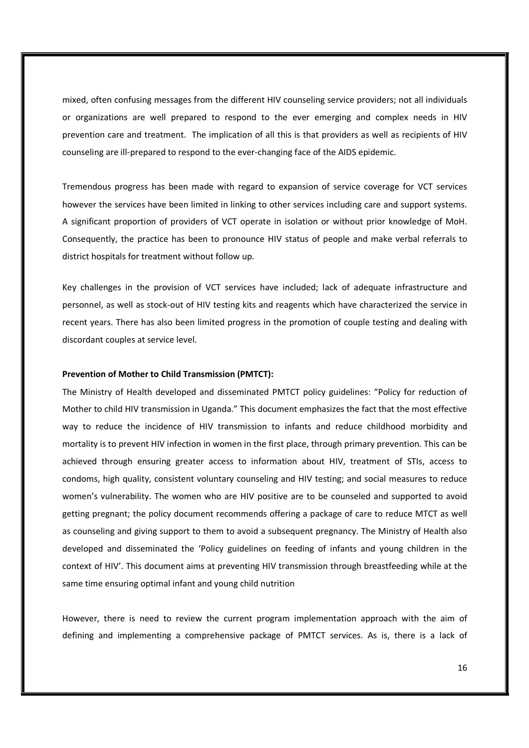mixed, often confusing messages from the different HIV counseling service providers; not all individuals or organizations are well prepared to respond to the ever emerging and complex needs in HIV prevention care and treatment. The implication of all this is that providers as well as recipients of HIV counseling are ill-prepared to respond to the ever-changing face of the AIDS epidemic.

Tremendous progress has been made with regard to expansion of service coverage for VCT services however the services have been limited in linking to other services including care and support systems. A significant proportion of providers of VCT operate in isolation or without prior knowledge of MoH. Consequently, the practice has been to pronounce HIV status of people and make verbal referrals to district hospitals for treatment without follow up.

Key challenges in the provision of VCT services have included; lack of adequate infrastructure and personnel, as well as stock-out of HIV testing kits and reagents which have characterized the service in recent years. There has also been limited progress in the promotion of couple testing and dealing with discordant couples at service level.

**Prevention of Mother to Child Transmission (PMTCT):**

The Ministry of Health developed and disseminated PMTCT policy guidelines: "Policy for reduction of Mother to child HIV transmission in Uganda." This document emphasizes the fact that the most effective way to reduce the incidence of HIV transmission to infants and reduce childhood morbidity and mortality is to prevent HIV infection in women in the first place, through primary prevention. This can be achieved through ensuring greater access to information about HIV, treatment of STIs, access to condoms, high quality, consistent voluntary counseling and HIV testing; and social measures to reduce women's vulnerability. The women who are HIV positive are to be counseled and supported to avoid getting pregnant; the policy document recommends offering a package of care to reduce MTCT as well as counseling and giving support to them to avoid a subsequent pregnancy. The Ministry of Health also developed and disseminated the 'Policy guidelines on feeding of infants and young children in the context of HIV'. This document aims at preventing HIV transmission through breastfeeding while at the same time ensuring optimal infant and young child nutrition

However, there is need to review the current program implementation approach with the aim of defining and implementing a comprehensive package of PMTCT services. As is, there is a lack of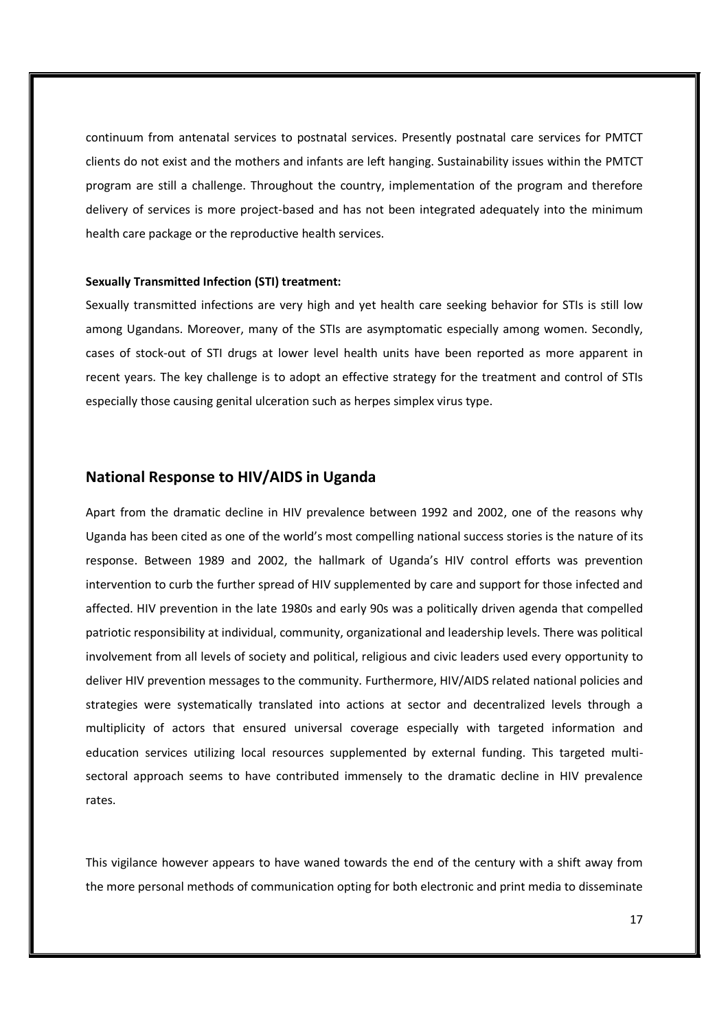continuum from antenatal services to postnatal services. Presently postnatal care services for PMTCT clients do not exist and the mothers and infants are left hanging. Sustainability issues within the PMTCT program are still a challenge. Throughout the country, implementation of the program and therefore delivery of services is more project-based and has not been integrated adequately into the minimum health care package or the reproductive health services.

**Sexually Transmitted Infection (STI) treatment:**

Sexually transmitted infections are very high and yet health care seeking behavior for STIs is still low among Ugandans. Moreover, many of the STIs are asymptomatic especially among women. Secondly, cases of stock-out of STI drugs at lower level health units have been reported as more apparent in recent years. The key challenge is to adopt an effective strategy for the treatment and control of STIs especially those causing genital ulceration such as herpes simplex virus type.

## National Response to HIV/AIDS in Uganda

Apart from the dramatic decline in HIV prevalence between 1992 and 2002, one of the reasons why Uganda has been cited as one of the world's most compelling national success stories is the nature of its response. Between 1989 and 2002, the hallmark of Uganda's HIV control efforts was prevention intervention to curb the further spread of HIV supplemented by care and support for those infected and affected. HIV prevention in the late 1980s and early 90s was a politically driven agenda that compelled patriotic responsibility at individual, community, organizational and leadership levels. There was political involvement from all levels of society and political, religious and civic leaders used every opportunity to deliver HIV prevention messages to the community. Furthermore, HIV/AIDS related national policies and strategies were systematically translated into actions at sector and decentralized levels through a multiplicity of actors that ensured universal coverage especially with targeted information and education services utilizing local resources supplemented by external funding. This targeted multi-sectoral approach seems to have contributed immensely to the dramatic decline in HIV prevalence rates.

This vigilance however appears to have waned towards the end of the century with a shift away from the more personal methods of communication opting for both electronic and print media to disseminate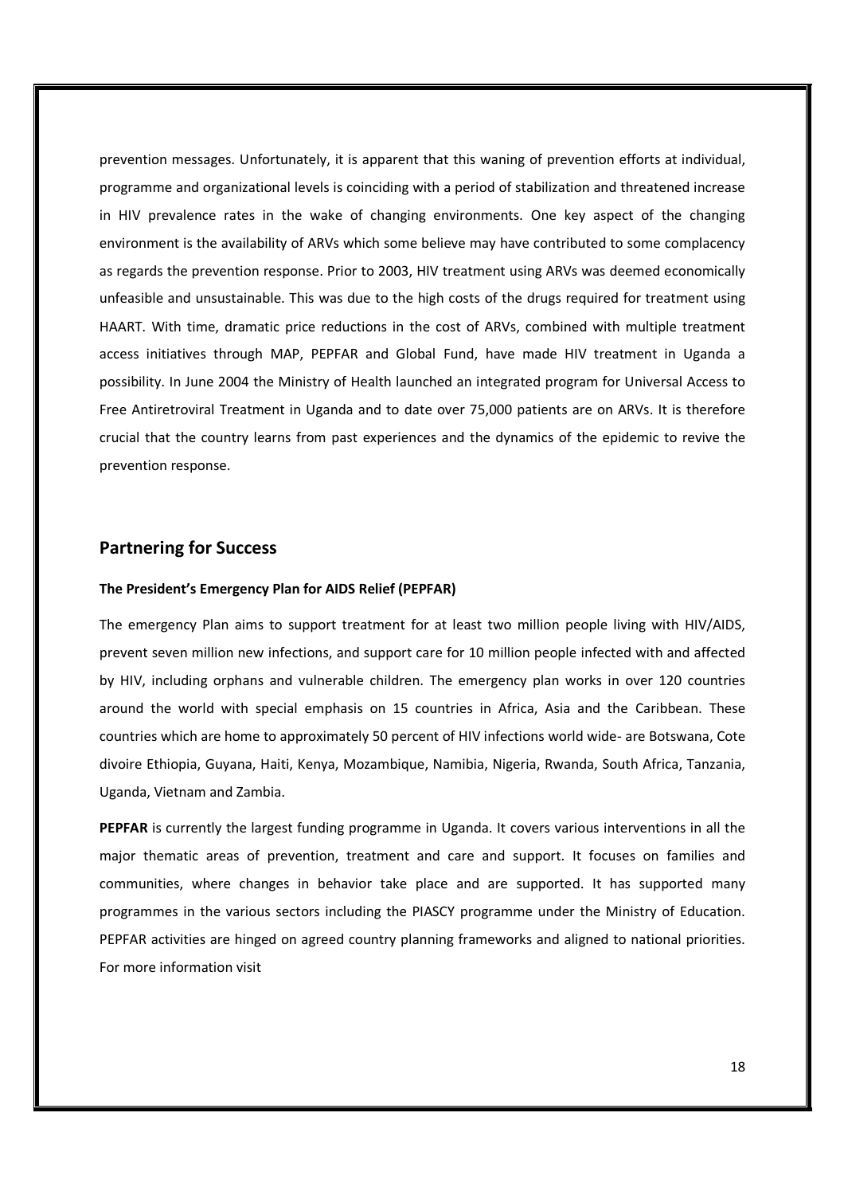prevention messages. Unfortunately, it is apparent that this waning of prevention efforts at individual, programme and organizational levels is coinciding with a period of stabilization and threatened increase in HIV prevalence rates in the wake of changing environments. One key aspect of the changing environment is the availability of ARVs which some believe may have contributed to some complacency as regards the prevention response. Prior to 2003, HIV treatment using ARVs was deemed economically unfeasible and unsustainable. This was due to the high costs of the drugs required for treatment using HAART. With time, dramatic price reductions in the cost of ARVs, combined with multiple treatment access initiatives through MAP, PEPFAR and Global Fund, have made HIV treatment in Uganda a possibility. In June 2004 the Ministry of Health launched an integrated program for Universal Access to Free Antiretroviral Treatment in Uganda and to date over 75,000 patients are on ARVs. It is therefore crucial that the country learns from past experiences and the dynamics of the epidemic to revive the prevention response.

## Partnering for Success

#### The President's Emergency Plan for AIDS Relief (PEPFAR)

The emergency Plan aims to support treatment for at least two million people living with HIV/AIDS, prevent seven million new infections, and support care for 10 million people infected with and affected by HIV, including orphans and vulnerable children. The emergency plan works in over 120 countries around the world with special emphasis on 15 countries in Africa, Asia and the Caribbean. These countries which are home to approximately 50 percent of HIV infections world wide- are Botswana, Cote divoire Ethiopia, Guyana, Haiti, Kenya, Mozambique, Namibia, Nigeria, Rwanda, South Africa, Tanzania, Uganda, Vietnam and Zambia.

**PEPFAR** is currently the largest funding programme in Uganda. It covers various interventions in all the major thematic areas of prevention, treatment and care and support. It focuses on families and communities, where changes in behavior take place and are supported. It has supported many programmes in the various sectors including the PIASCY programme under the Ministry of Education. PEPFAR activities are hinged on agreed country planning frameworks and aligned to national priorities. For more information visit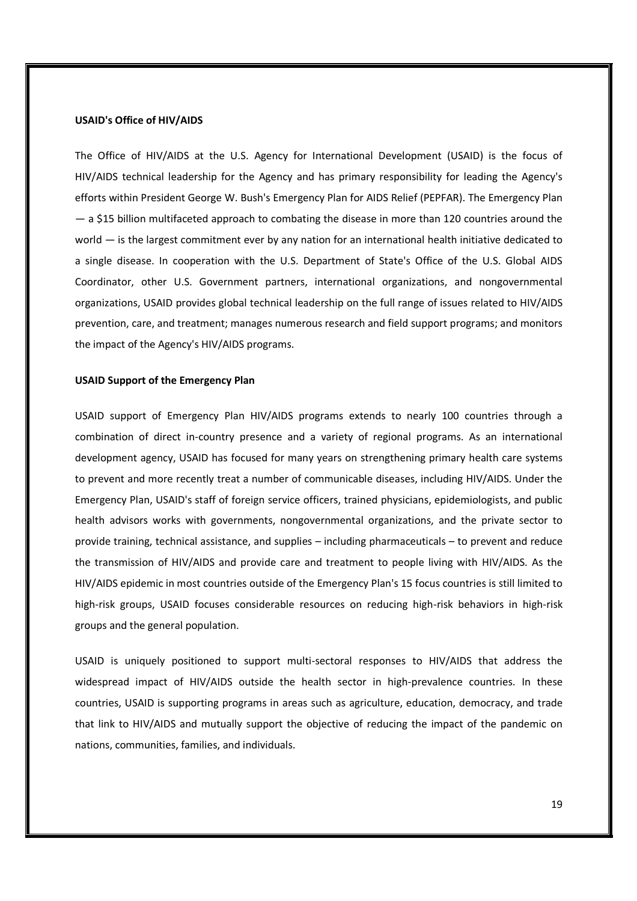**USAID's Office of HIV/AIDS**

The Office of HIV/AIDS at the U.S. Agency for International Development (USAID) is the focus of HIV/AIDS technical leadership for the Agency and has primary responsibility for leading the Agency's efforts within President George W. Bush's Emergency Plan for AIDS Relief (PEPFAR). The Emergency Plan — a $15 billion multifaceted approach to combating the disease in more than 120 countries around the world — is the largest commitment ever by any nation for an international health initiative dedicated to a single disease. In cooperation with the U.S. Department of State's Office of the U.S. Global AIDS Coordinator, other U.S. Government partners, international organizations, and nongovernmental organizations, USAID provides global technical leadership on the full range of issues related to HIV/AIDS prevention, care, and treatment; manages numerous research and field support programs; and monitors the impact of the Agency's HIV/AIDS programs.

**USAID Support of the Emergency Plan**

USAID support of Emergency Plan HIV/AIDS programs extends to nearly 100 countries through a combination of direct in-country presence and a variety of regional programs. As an international development agency, USAID has focused for many years on strengthening primary health care systems to prevent and more recently treat a number of communicable diseases, including HIV/AIDS. Under the Emergency Plan, USAID's staff of foreign service officers, trained physicians, epidemiologists, and public health advisors works with governments, nongovernmental organizations, and the private sector to provide training, technical assistance, and supplies – including pharmaceuticals – to prevent and reduce the transmission of HIV/AIDS and provide care and treatment to people living with HIV/AIDS. As the HIV/AIDS epidemic in most countries outside of the Emergency Plan's 15 focus countries is still limited to high-risk groups, USAID focuses considerable resources on reducing high-risk behaviors in high-risk groups and the general population.

USAID is uniquely positioned to support multi-sectoral responses to HIV/AIDS that address the widespread impact of HIV/AIDS outside the health sector in high-prevalence countries. In these countries, USAID is supporting programs in areas such as agriculture, education, democracy, and trade that link to HIV/AIDS and mutually support the objective of reducing the impact of the pandemic on nations, communities, families, and individuals.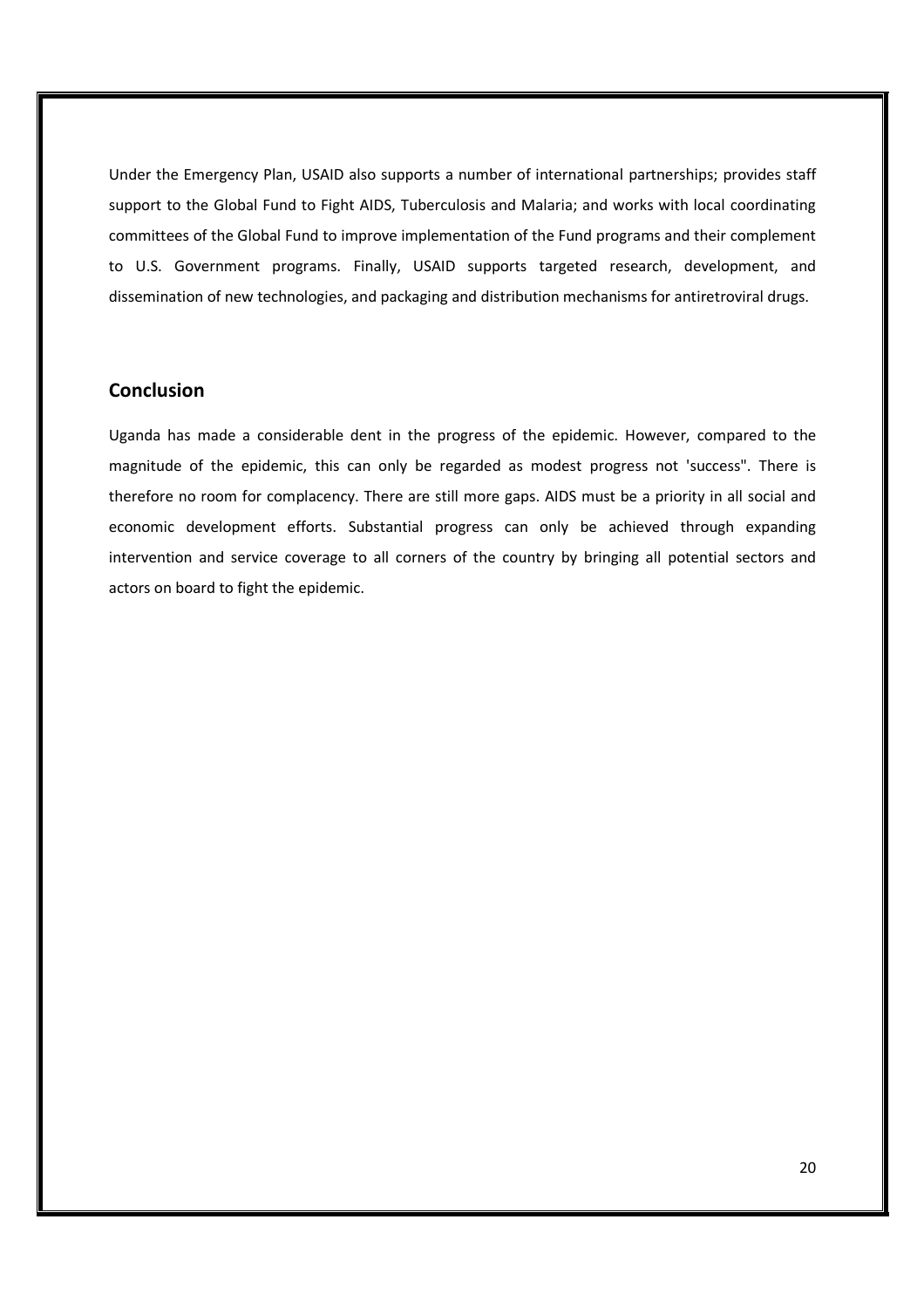Under the Emergency Plan, USAID also supports a number of international partnerships; provides staff support to the Global Fund to Fight AIDS, Tuberculosis and Malaria; and works with local coordinating committees of the Global Fund to improve implementation of the Fund programs and their complement to U.S. Government programs. Finally, USAID supports targeted research, development, and dissemination of new technologies, and packaging and distribution mechanisms for antiretroviral drugs.

## Conclusion

Uganda has made a considerable dent in the progress of the epidemic. However, compared to the magnitude of the epidemic, this can only be regarded as modest progress not 'success". There is therefore no room for complacency. There are still more gaps. AIDS must be a priority in all social and economic development efforts. Substantial progress can only be achieved through expanding intervention and service coverage to all corners of the country by bringing all potential sectors and actors on board to fight the epidemic.